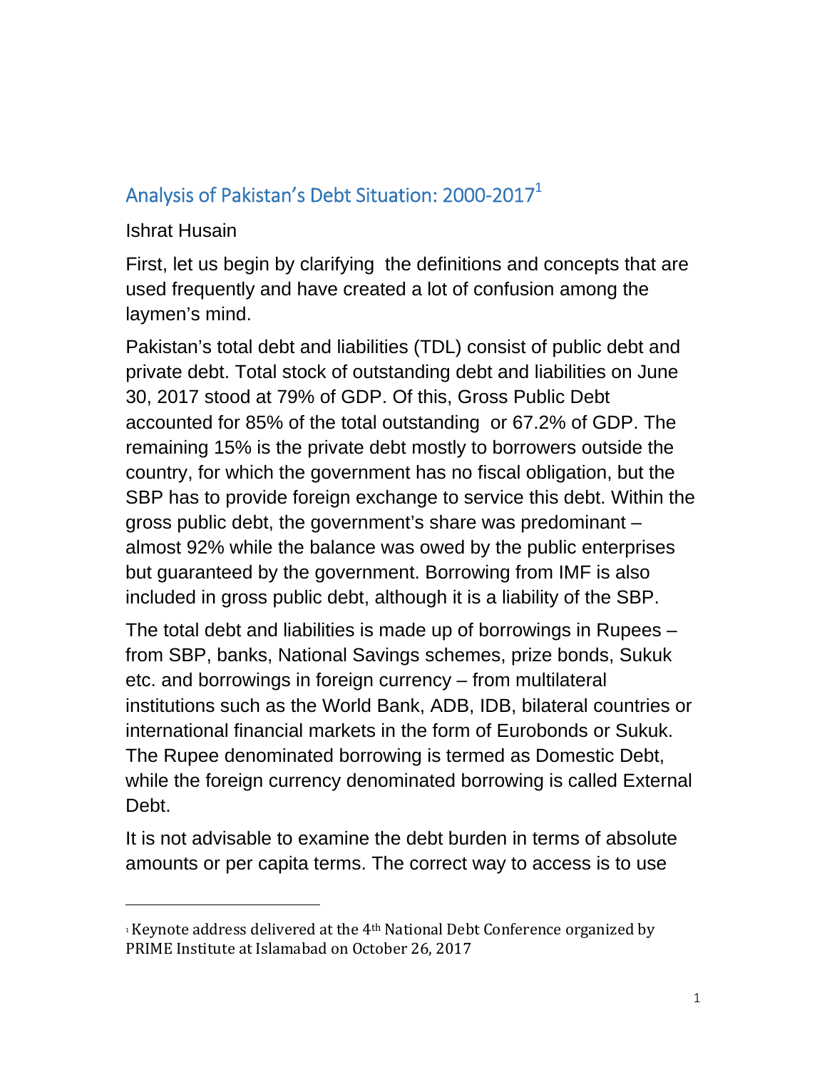# Analysis of Pakistan's Debt Situation: 2000-2017[1]

Ishrat Husain

First, let us begin by clarifying the definitions and concepts that are used frequently and have created a lot of confusion among the laymen's mind.

Pakistan's total debt and liabilities (TDL) consist of public debt and private debt. Total stock of outstanding debt and liabilities on June 30, 2017 stood at 79% of GDP. Of this, Gross Public Debt accounted for 85% of the total outstanding or 67.2% of GDP. The remaining 15% is the private debt mostly to borrowers outside the country, for which the government has no fiscal obligation, but the SBP has to provide foreign exchange to service this debt. Within the gross public debt, the government's share was predominant – almost 92% while the balance was owed by the public enterprises but guaranteed by the government. Borrowing from IMF is also included in gross public debt, although it is a liability of the SBP.

The total debt and liabilities is made up of borrowings in Rupees – from SBP, banks, National Savings schemes, prize bonds, Sukuk etc. and borrowings in foreign currency – from multilateral institutions such as the World Bank, ADB, IDB, bilateral countries or international financial markets in the form of Eurobonds or Sukuk. The Rupee denominated borrowing is termed as Domestic Debt, while the foreign currency denominated borrowing is called External Debt.

It is not advisable to examine the debt burden in terms of absolute amounts or per capita terms. The correct way to access is to use

---

[1] Keynote address delivered at the 4th National Debt Conference organized by PRIME Institute at Islamabad on October 26, 2017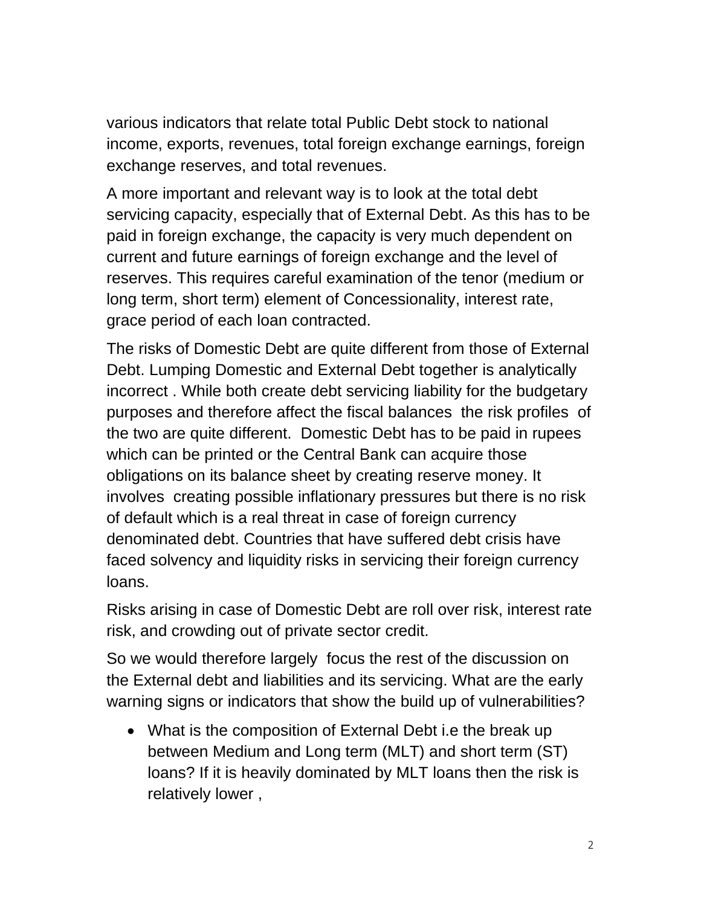various indicators that relate total Public Debt stock to national income, exports, revenues, total foreign exchange earnings, foreign exchange reserves, and total revenues.

A more important and relevant way is to look at the total debt servicing capacity, especially that of External Debt. As this has to be paid in foreign exchange, the capacity is very much dependent on current and future earnings of foreign exchange and the level of reserves. This requires careful examination of the tenor (medium or long term, short term) element of Concessionality, interest rate, grace period of each loan contracted.

The risks of Domestic Debt are quite different from those of External Debt. Lumping Domestic and External Debt together is analytically incorrect . While both create debt servicing liability for the budgetary purposes and therefore affect the fiscal balances the risk profiles of the two are quite different. Domestic Debt has to be paid in rupees which can be printed or the Central Bank can acquire those obligations on its balance sheet by creating reserve money. It involves creating possible inflationary pressures but there is no risk of default which is a real threat in case of foreign currency denominated debt. Countries that have suffered debt crisis have faced solvency and liquidity risks in servicing their foreign currency loans.

Risks arising in case of Domestic Debt are roll over risk, interest rate risk, and crowding out of private sector credit.

So we would therefore largely focus the rest of the discussion on the External debt and liabilities and its servicing. What are the early warning signs or indicators that show the build up of vulnerabilities?

- What is the composition of External Debt i.e the break up between Medium and Long term (MLT) and short term (ST) loans? If it is heavily dominated by MLT loans then the risk is relatively lower ,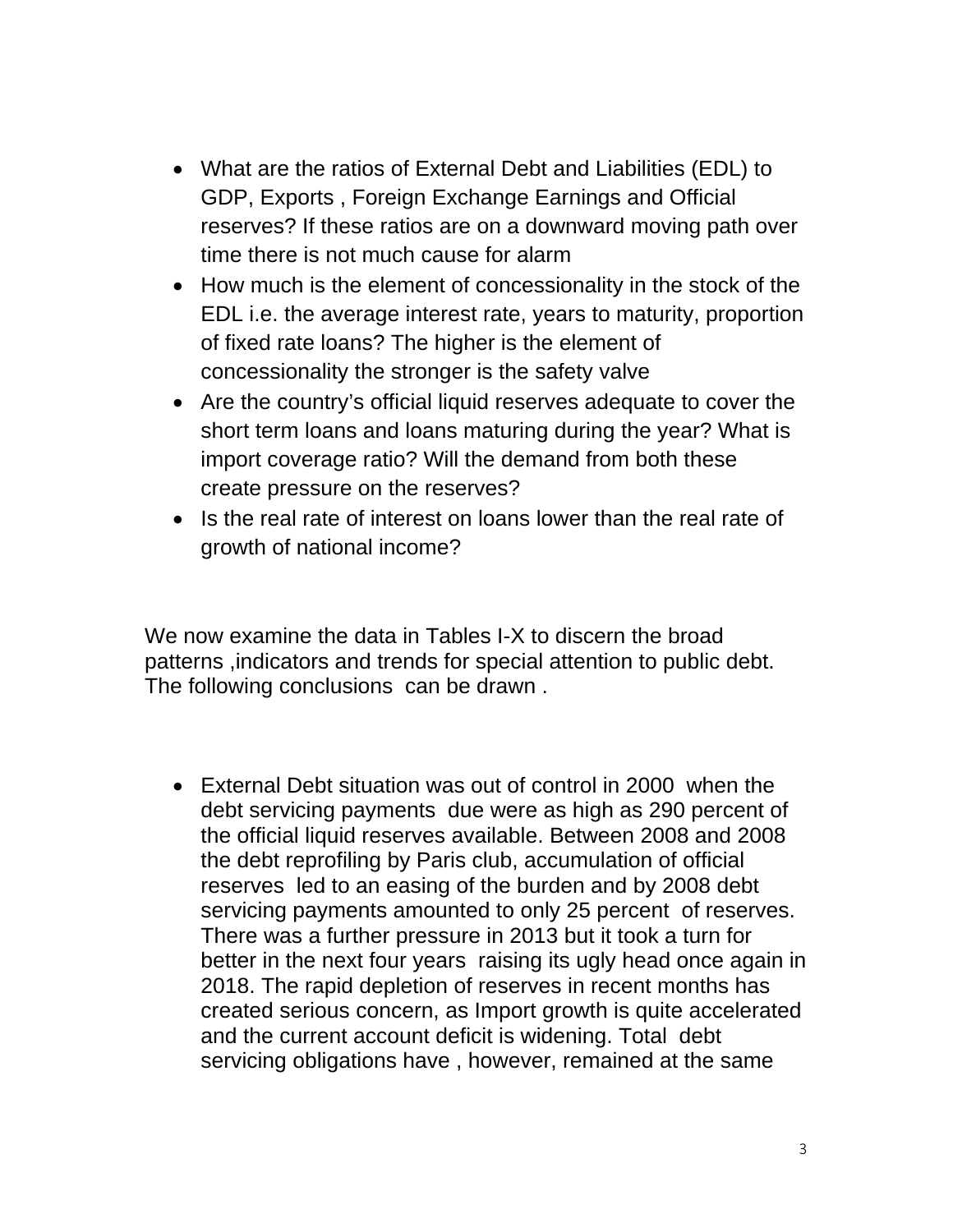- What are the ratios of External Debt and Liabilities (EDL) to GDP, Exports , Foreign Exchange Earnings and Official reserves? If these ratios are on a downward moving path over time there is not much cause for alarm
- How much is the element of concessionality in the stock of the EDL i.e. the average interest rate, years to maturity, proportion of fixed rate loans? The higher is the element of concessionality the stronger is the safety valve
- Are the country's official liquid reserves adequate to cover the short term loans and loans maturing during the year? What is import coverage ratio? Will the demand from both these create pressure on the reserves?
- Is the real rate of interest on loans lower than the real rate of growth of national income?

We now examine the data in Tables I-X to discern the broad patterns ,indicators and trends for special attention to public debt. The following conclusions can be drawn .

- External Debt situation was out of control in 2000 when the debt servicing payments due were as high as 290 percent of the official liquid reserves available. Between 2008 and 2008 the debt reprofiling by Paris club, accumulation of official reserves led to an easing of the burden and by 2008 debt servicing payments amounted to only 25 percent of reserves. There was a further pressure in 2013 but it took a turn for better in the next four years raising its ugly head once again in 2018. The rapid depletion of reserves in recent months has created serious concern, as Import growth is quite accelerated and the current account deficit is widening. Total debt servicing obligations have , however, remained at the same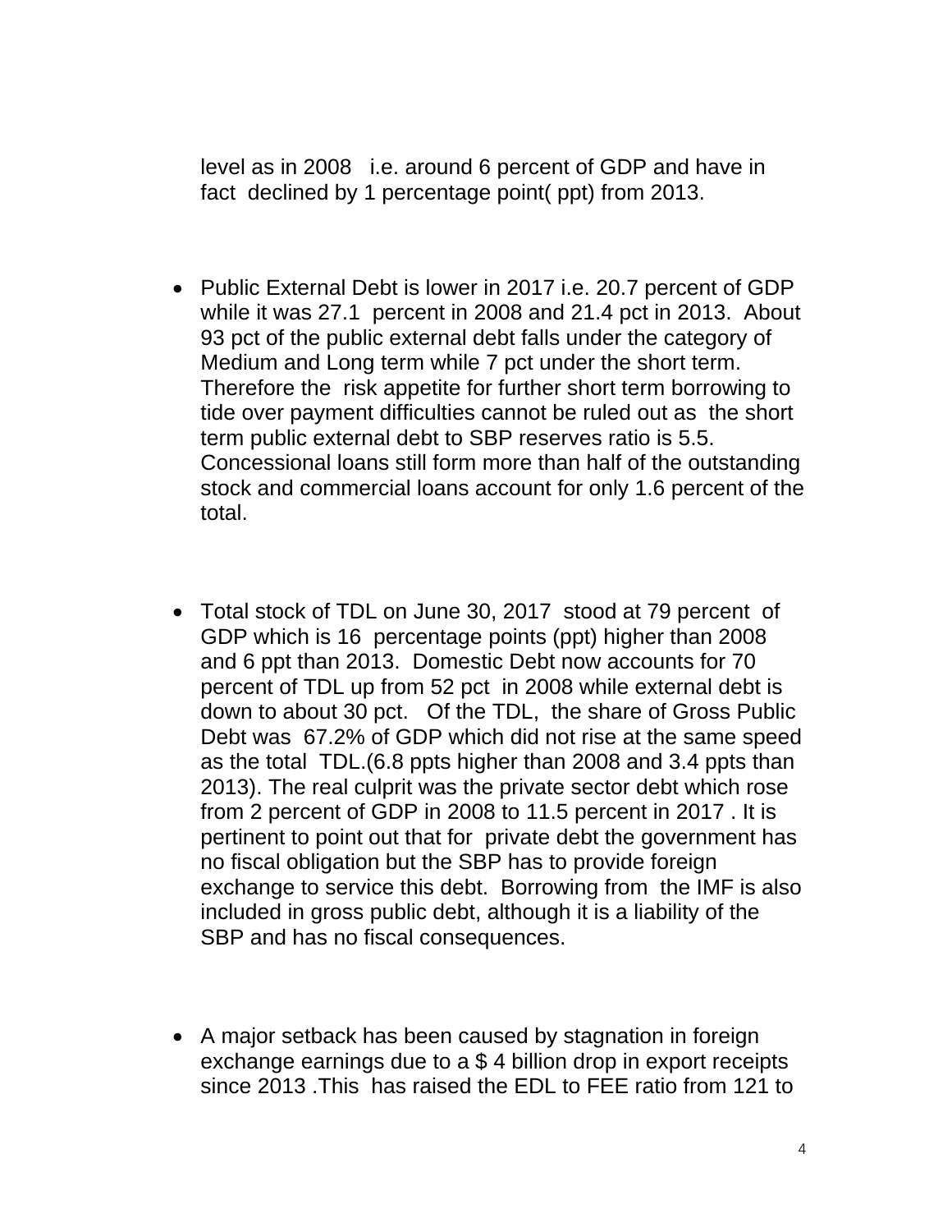level as in 2008 i.e. around 6 percent of GDP and have in fact declined by 1 percentage point( ppt) from 2013.

- Public External Debt is lower in 2017 i.e. 20.7 percent of GDP while it was 27.1 percent in 2008 and 21.4 pct in 2013. About 93 pct of the public external debt falls under the category of Medium and Long term while 7 pct under the short term. Therefore the risk appetite for further short term borrowing to tide over payment difficulties cannot be ruled out as the short term public external debt to SBP reserves ratio is 5.5. Concessional loans still form more than half of the outstanding stock and commercial loans account for only 1.6 percent of the total.

- Total stock of TDL on June 30, 2017 stood at 79 percent of GDP which is 16 percentage points (ppt) higher than 2008 and 6 ppt than 2013. Domestic Debt now accounts for 70 percent of TDL up from 52 pct in 2008 while external debt is down to about 30 pct. Of the TDL, the share of Gross Public Debt was 67.2% of GDP which did not rise at the same speed as the total TDL.(6.8 ppts higher than 2008 and 3.4 ppts than 2013). The real culprit was the private sector debt which rose from 2 percent of GDP in 2008 to 11.5 percent in 2017 . It is pertinent to point out that for private debt the government has no fiscal obligation but the SBP has to provide foreign exchange to service this debt. Borrowing from the IMF is also included in gross public debt, although it is a liability of the SBP and has no fiscal consequences.

- A major setback has been caused by stagnation in foreign exchange earnings due to a $ 4 billion drop in export receipts since 2013 .This has raised the EDL to FEE ratio from 121 to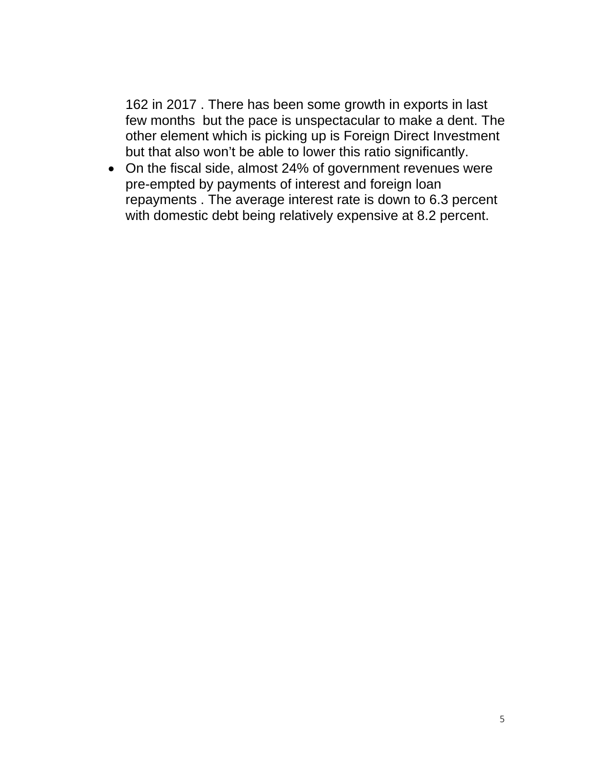162 in 2017 . There has been some growth in exports in last few months  but the pace is unspectacular to make a dent. The other element which is picking up is Foreign Direct Investment but that also won't be able to lower this ratio significantly.

- On the fiscal side, almost 24% of government revenues were pre-empted by payments of interest and foreign loan repayments . The average interest rate is down to 6.3 percent with domestic debt being relatively expensive at 8.2 percent.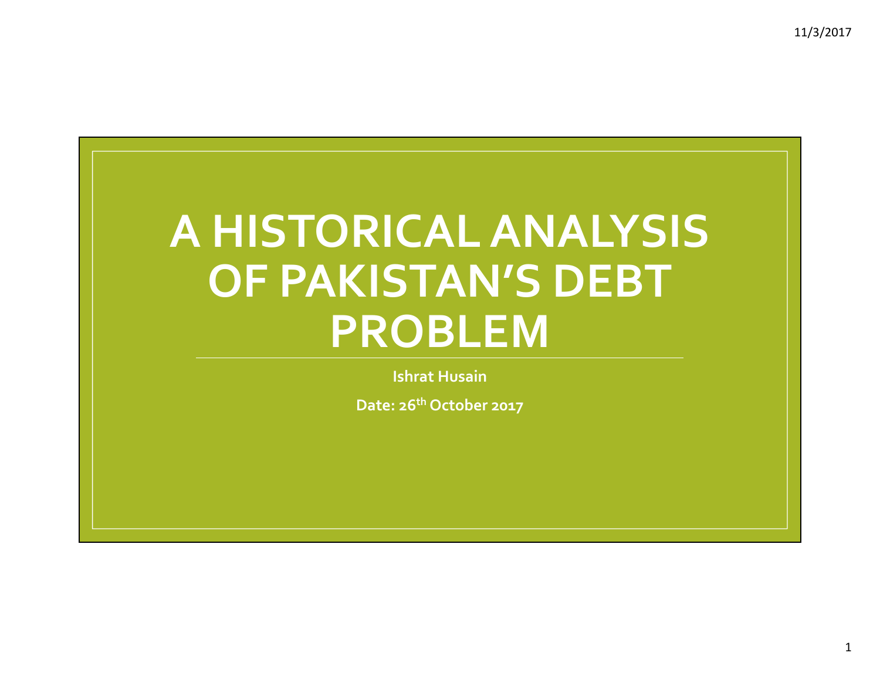# A HISTORICAL ANALYSIS OF PAKISTAN'S DEBT PROBLEM

**Ishrat Husain**

**Date: 26th October 2017**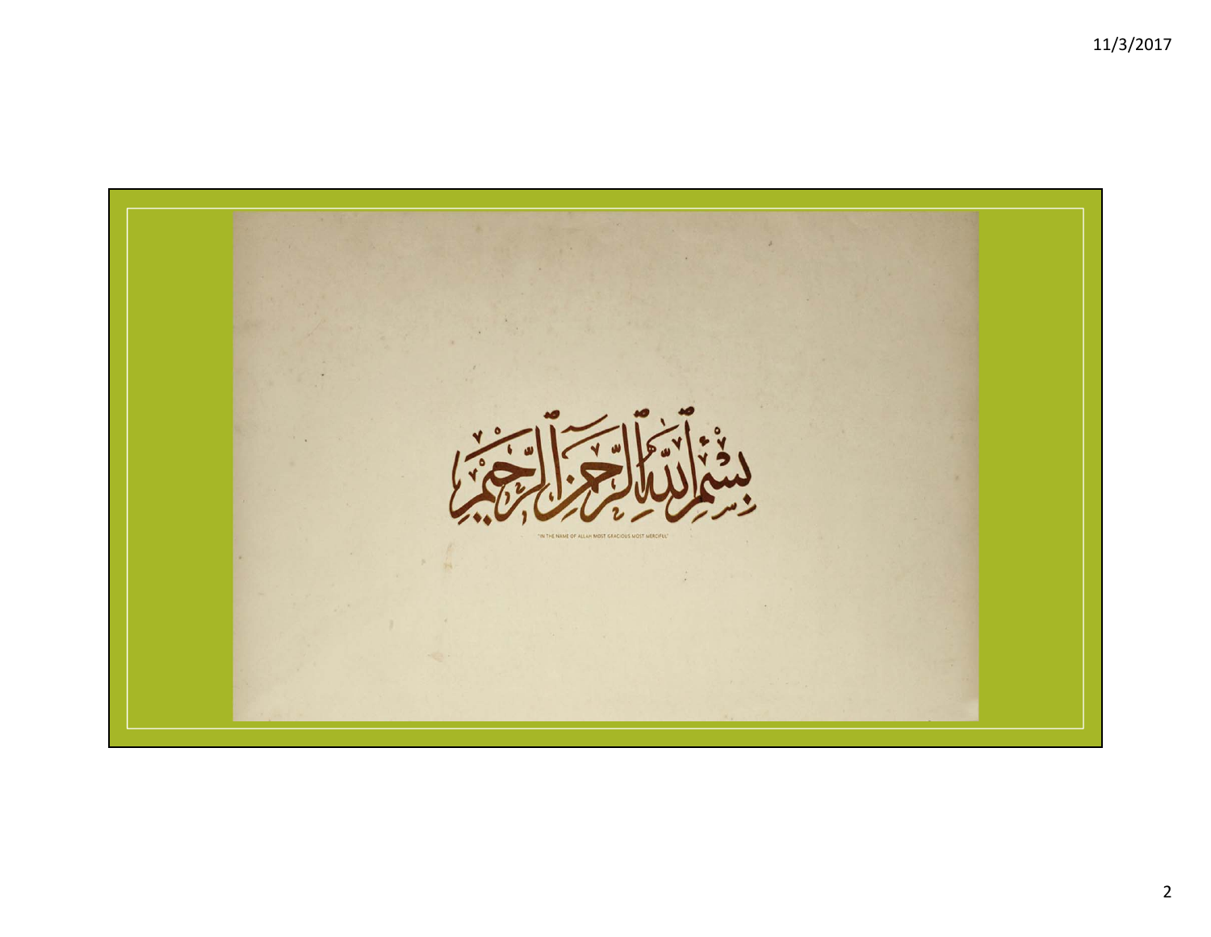بسم الله الرحمن الرحيم

"IN THE NAME OF ALLAH MOST GRACIOUS MOST MERCIFUL"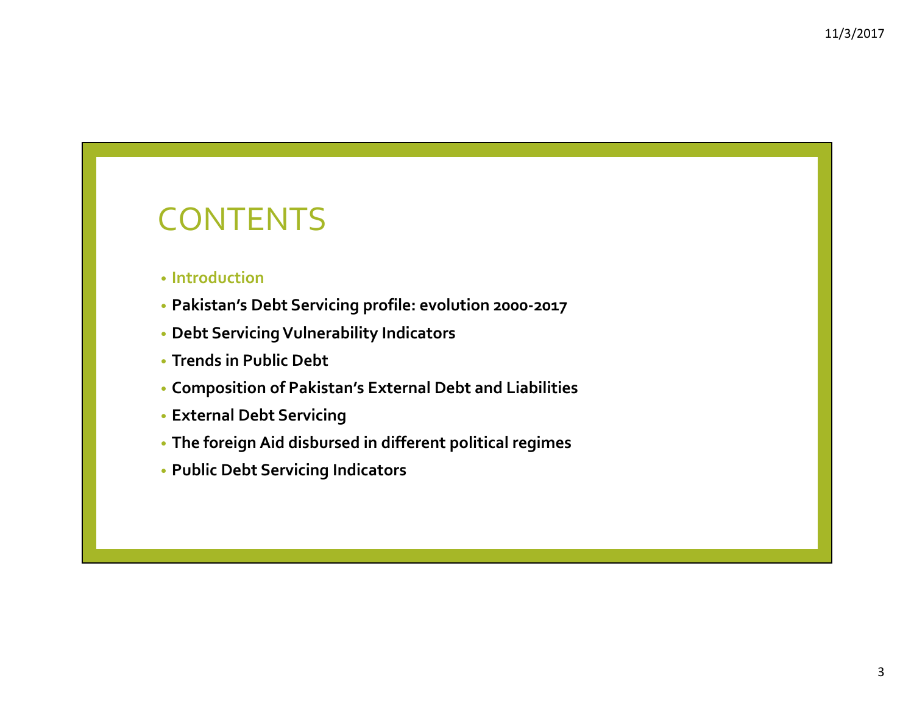# CONTENTS

- Introduction
- **Pakistan's Debt Servicing profile: evolution 2000-2017**
- **Debt Servicing Vulnerability Indicators**
- **Trends in Public Debt**
- **Composition of Pakistan's External Debt and Liabilities**
- **External Debt Servicing**
- **The foreign Aid disbursed in different political regimes**
- **Public Debt Servicing Indicators**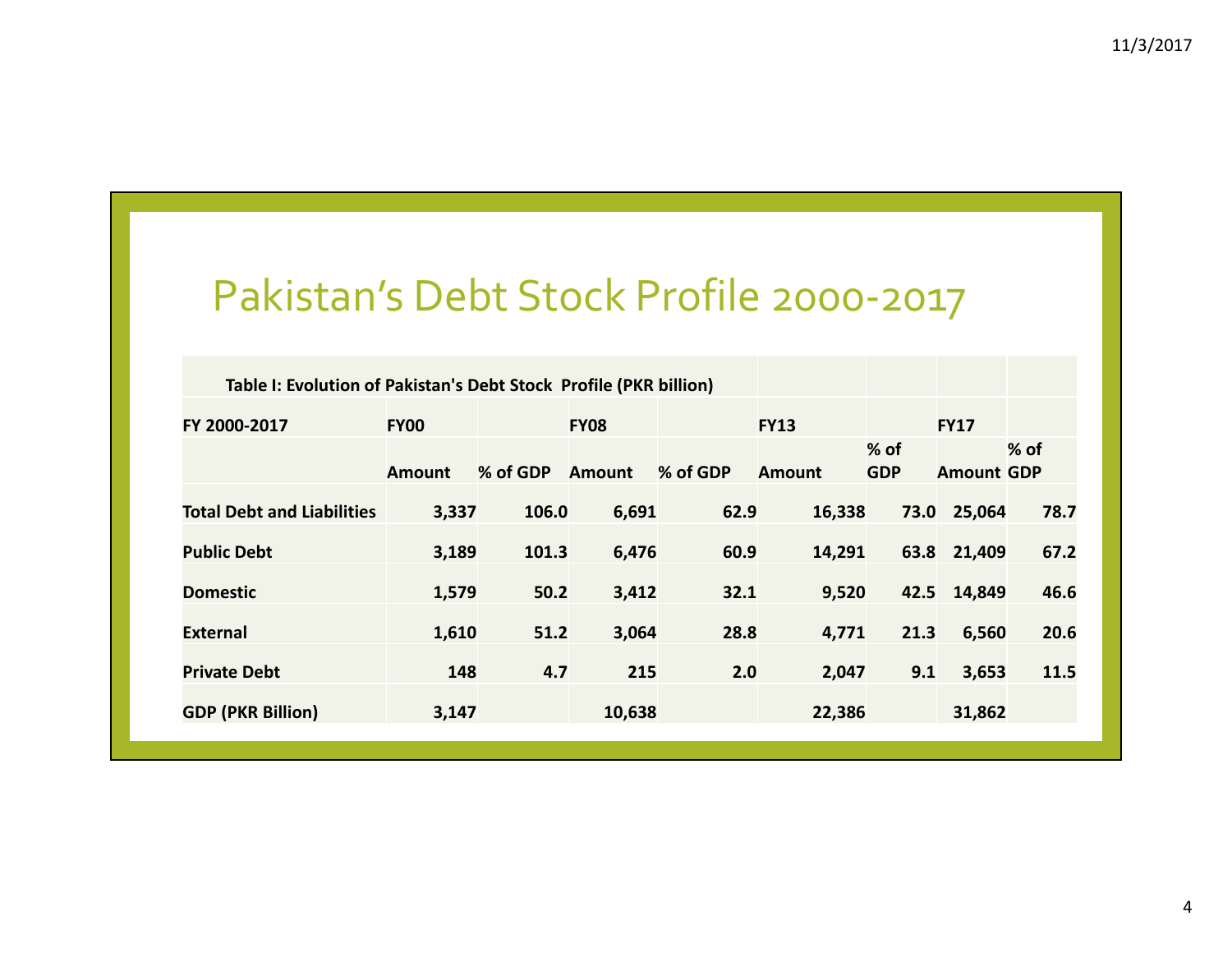# Pakistan's Debt Stock Profile 2000-2017

**Table I: Evolution of Pakistan's Debt Stock Profile (PKR billion)**

| FY 2000-2017 | FY00 | | FY08 | | FY13 | | FY17 | |
|---|---|---|---|---|---|---|---|---|
| | Amount | % of GDP | Amount | % of GDP | Amount | % of GDP | Amount | % of GDP |
| **Total Debt and Liabilities** | 3,337 | 106.0 | 6,691 | 62.9 | 16,338 | 73.0 | 25,064 | 78.7 |
| **Public Debt** | 3,189 | 101.3 | 6,476 | 60.9 | 14,291 | 63.8 | 21,409 | 67.2 |
| **Domestic** | 1,579 | 50.2 | 3,412 | 32.1 | 9,520 | 42.5 | 14,849 | 46.6 |
| **External** | 1,610 | 51.2 | 3,064 | 28.8 | 4,771 | 21.3 | 6,560 | 20.6 |
| **Private Debt** | 148 | 4.7 | 215 | 2.0 | 2,047 | 9.1 | 3,653 | 11.5 |
| **GDP (PKR Billion)** | 3,147 | | 10,638 | | 22,386 | | 31,862 | |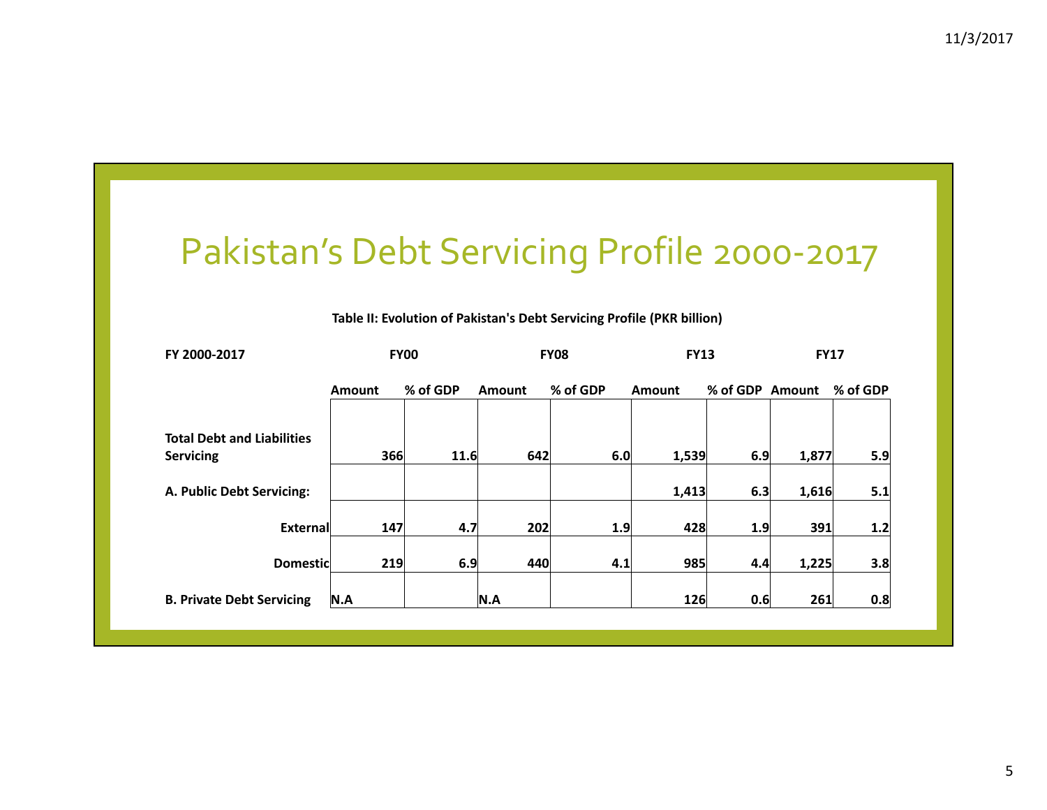# Pakistan's Debt Servicing Profile 2000-2017

**Table II: Evolution of Pakistan's Debt Servicing Profile (PKR billion)**

| FY 2000-2017 | FY00 | | FY08 | | FY13 | | FY17 | |
|---|---|---|---|---|---|---|---|---|
| | Amount | % of GDP | Amount | % of GDP | Amount | % of GDP | Amount | % of GDP |
| **Total Debt and Liabilities Servicing** | 366 | 11.6 | 642 | 6.0 | 1,539 | 6.9 | 1,877 | 5.9 |
| **A. Public Debt Servicing:** | | | | | 1,413 | 6.3 | 1,616 | 5.1 |
| **External** | 147 | 4.7 | 202 | 1.9 | 428 | 1.9 | 391 | 1.2 |
| **Domestic** | 219 | 6.9 | 440 | 4.1 | 985 | 4.4 | 1,225 | 3.8 |
| **B. Private Debt Servicing** | N.A | | N.A | | 126 | 0.6 | 261 | 0.8 |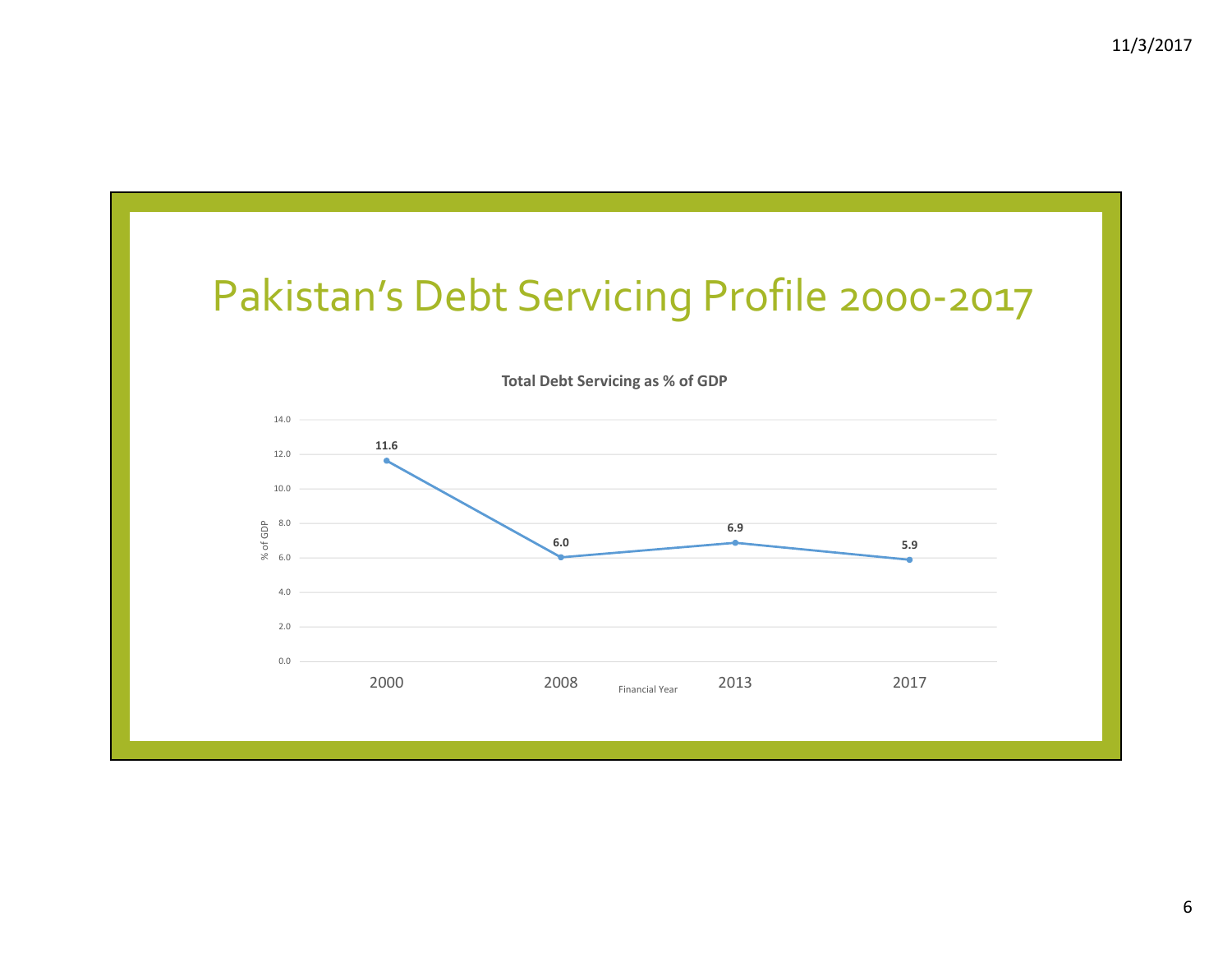# Pakistan's Debt Servicing Profile 2000-2017

**Total Debt Servicing as % of GDP**

| Financial Year | % of GDP |
|---|---|
| 2000 | 11.6 |
| 2008 | 6.0 |
| 2013 | 6.9 |
| 2017 | 5.9 |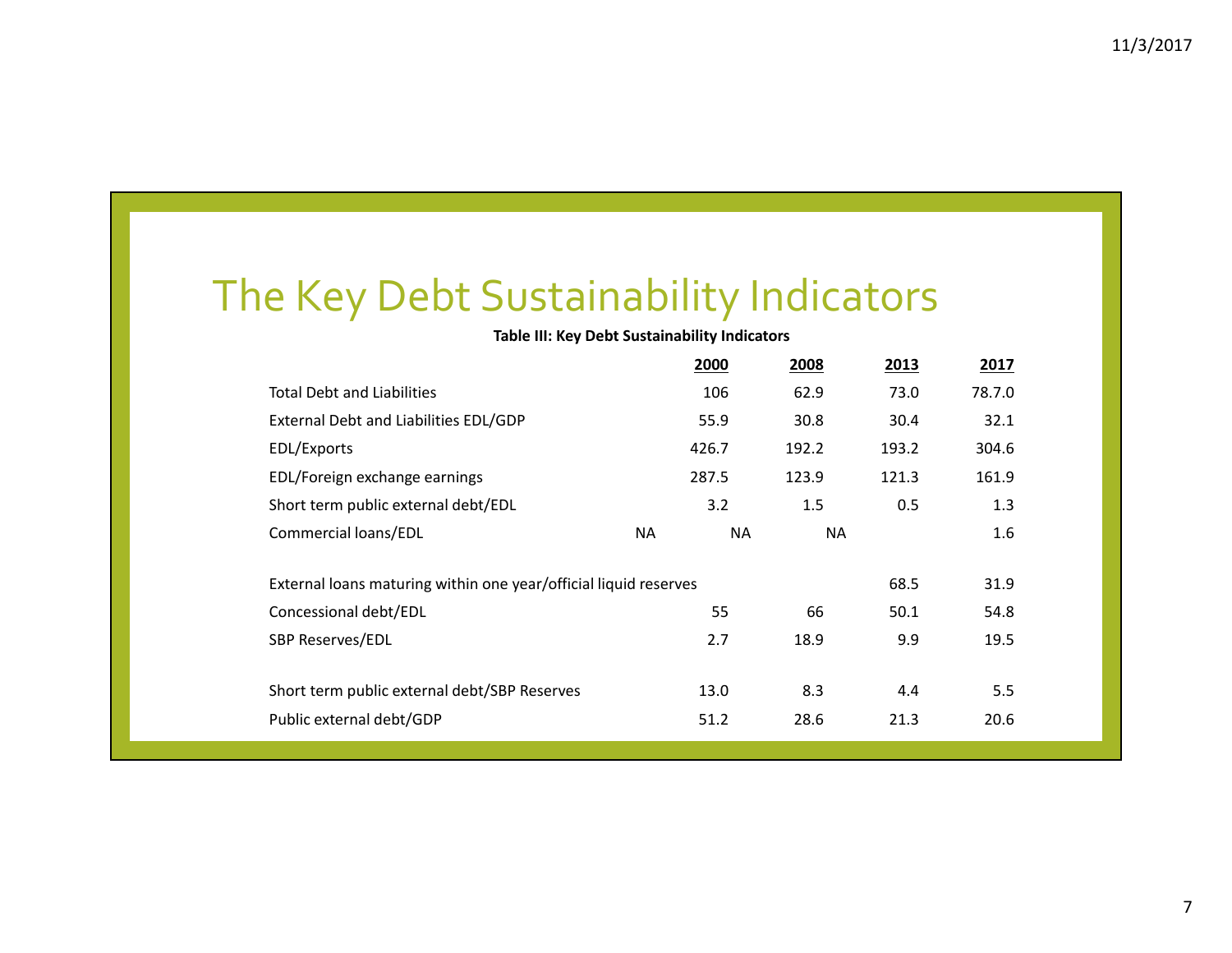# The Key Debt Sustainability Indicators

**Table III: Key Debt Sustainability Indicators**

| | 2000 | 2008 | 2013 | 2017 |
|---|---|---|---|---|
| Total Debt and Liabilities | 106 | 62.9 | 73.0 | 78.7.0 |
| External Debt and Liabilities EDL/GDP | 55.9 | 30.8 | 30.4 | 32.1 |
| EDL/Exports | 426.7 | 192.2 | 193.2 | 304.6 |
| EDL/Foreign exchange earnings | 287.5 | 123.9 | 121.3 | 161.9 |
| Short term public external debt/EDL | 3.2 | 1.5 | 0.5 | 1.3 |
| Commercial loans/EDL | NA | NA | NA | 1.6 |
| External loans maturing within one year/official liquid reserves | | | 68.5 | 31.9 |
| Concessional debt/EDL | 55 | 66 | 50.1 | 54.8 |
| SBP Reserves/EDL | 2.7 | 18.9 | 9.9 | 19.5 |
| Short term public external debt/SBP Reserves | 13.0 | 8.3 | 4.4 | 5.5 |
| Public external debt/GDP | 51.2 | 28.6 | 21.3 | 20.6 |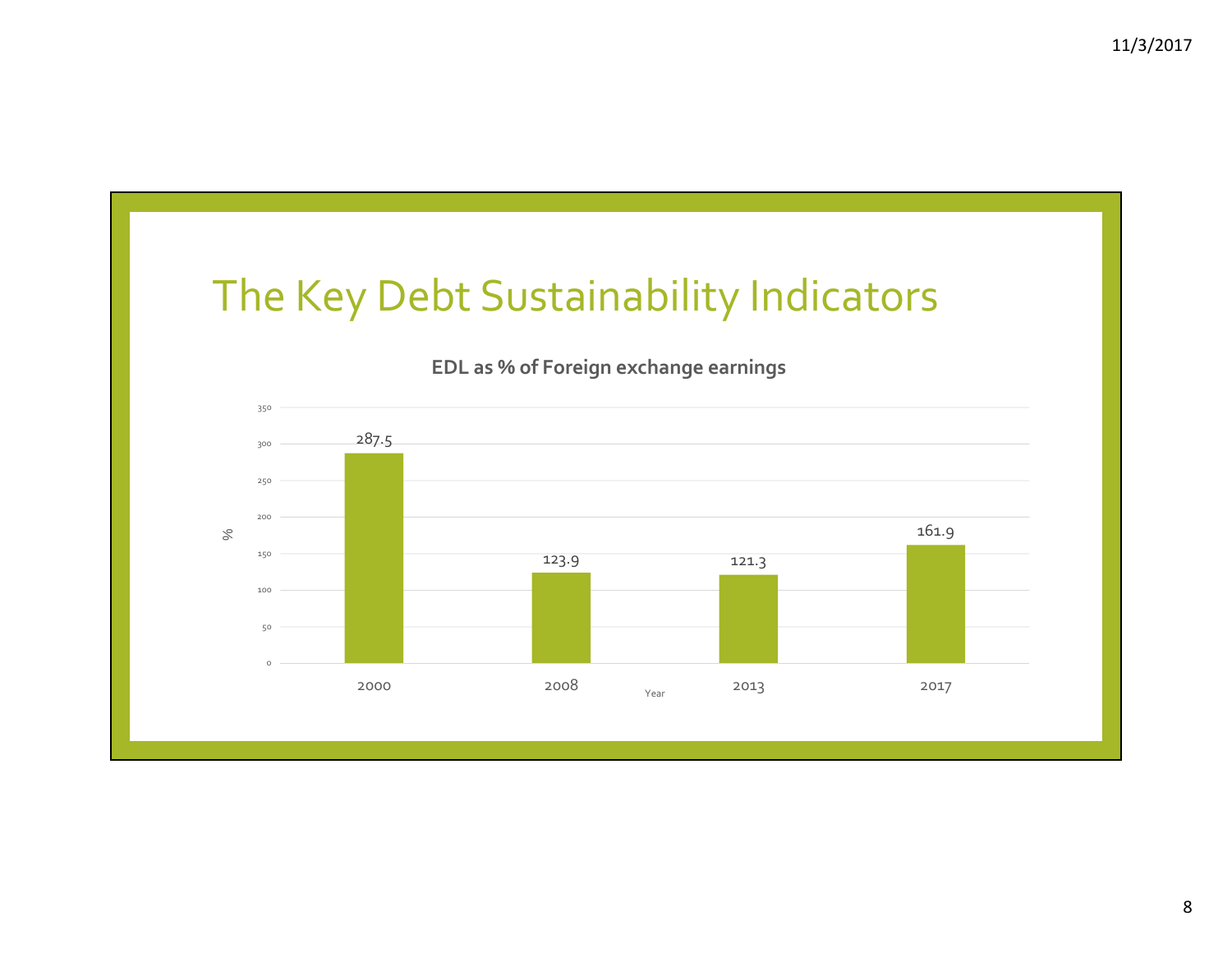# The Key Debt Sustainability Indicators

**EDL as % of Foreign exchange earnings**

| Year | % |
|---|---|
| 2000 | 287.5 |
| 2008 | 123.9 |
| 2013 | 121.3 |
| 2017 | 161.9 |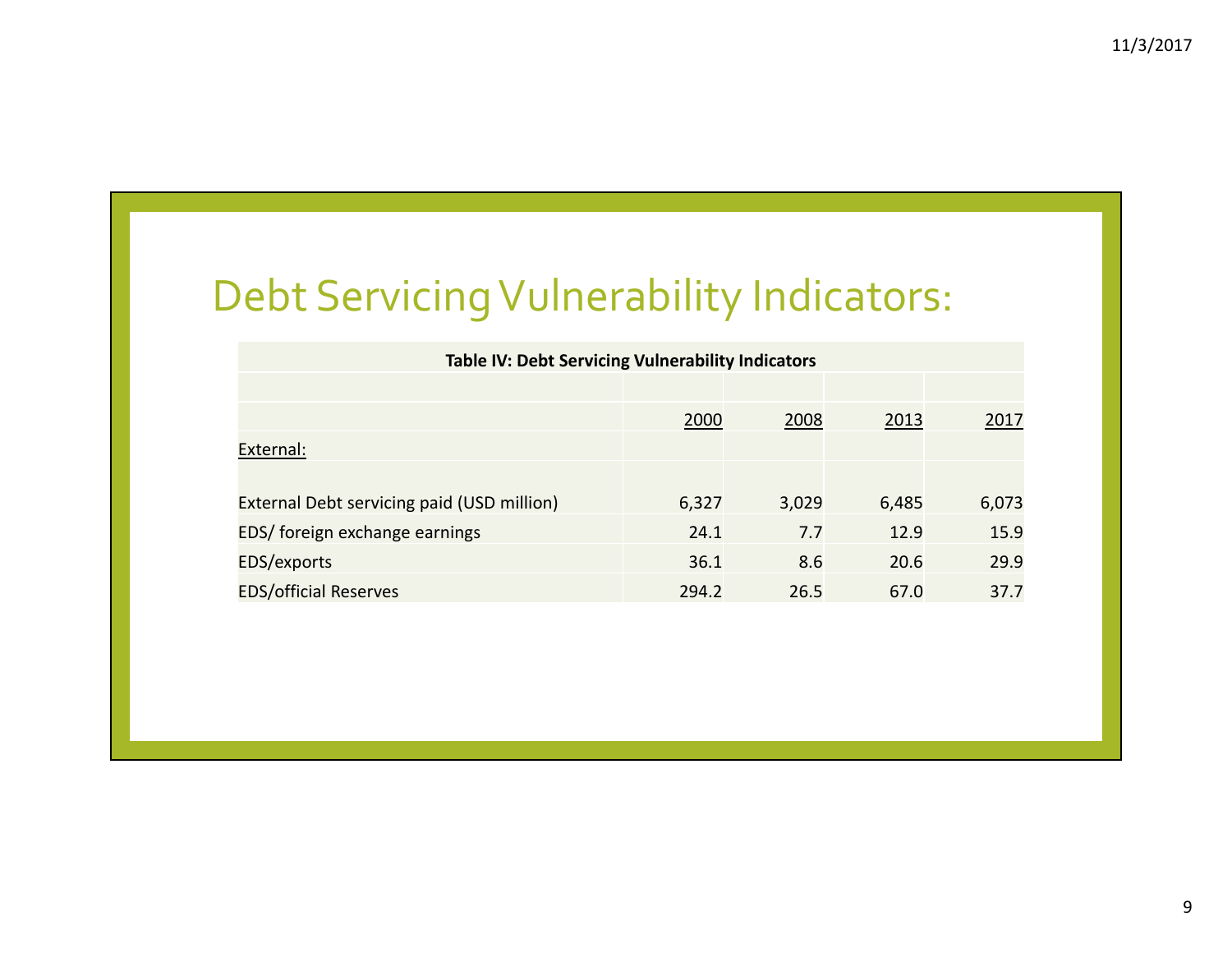# Debt Servicing Vulnerability Indicators:

**Table IV: Debt Servicing Vulnerability Indicators**

| | 2000 | 2008 | 2013 | 2017 |
|---|---|---|---|---|
| External: | | | | |
| External Debt servicing paid (USD million) | 6,327 | 3,029 | 6,485 | 6,073 |
| EDS/ foreign exchange earnings | 24.1 | 7.7 | 12.9 | 15.9 |
| EDS/exports | 36.1 | 8.6 | 20.6 | 29.9 |
| EDS/official Reserves | 294.2 | 26.5 | 67.0 | 37.7 |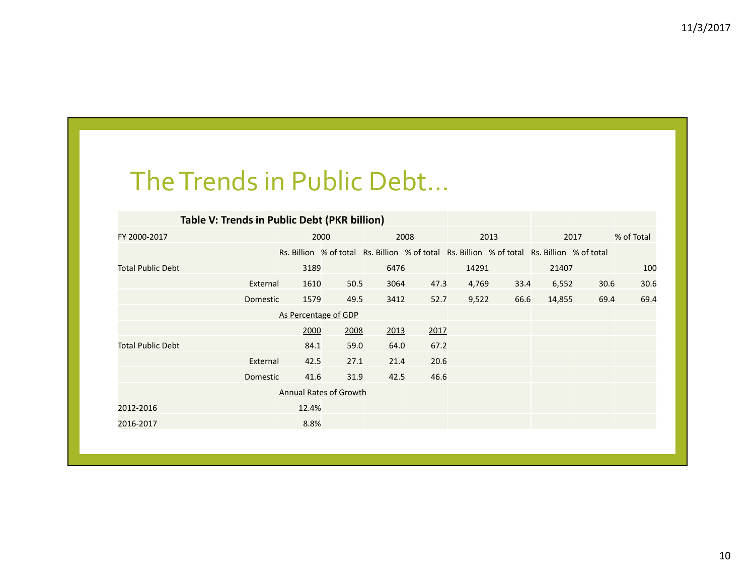# The Trends in Public Debt…

| Table V: Trends in Public Debt (PKR billion) | | | | | | | | | | |
|---|---|---|---|---|---|---|---|---|---|---|
| FY 2000-2017 | | 2000 | | 2008 | | 2013 | | 2017 | | % of Total |
| | | Rs. Billion | % of total | Rs. Billion | % of total | Rs. Billion | % of total | Rs. Billion | % of total | |
| Total Public Debt | | 3189 | | 6476 | | 14291 | | 21407 | | 100 |
| | External | 1610 | 50.5 | 3064 | 47.3 | 4,769 | 33.4 | 6,552 | 30.6 | 30.6 |
| | Domestic | 1579 | 49.5 | 3412 | 52.7 | 9,522 | 66.6 | 14,855 | 69.4 | 69.4 |
| | | As Percentage of GDP | | | | | | | | |
| | | 2000 | 2008 | 2013 | 2017 | | | | | |
| Total Public Debt | | 84.1 | 59.0 | 64.0 | 67.2 | | | | | |
| | External | 42.5 | 27.1 | 21.4 | 20.6 | | | | | |
| | Domestic | 41.6 | 31.9 | 42.5 | 46.6 | | | | | |
| | | Annual Rates of Growth | | | | | | | | |
| 2012-2016 | | 12.4% | | | | | | | | |
| 2016-2017 | | 8.8% | | | | | | | | |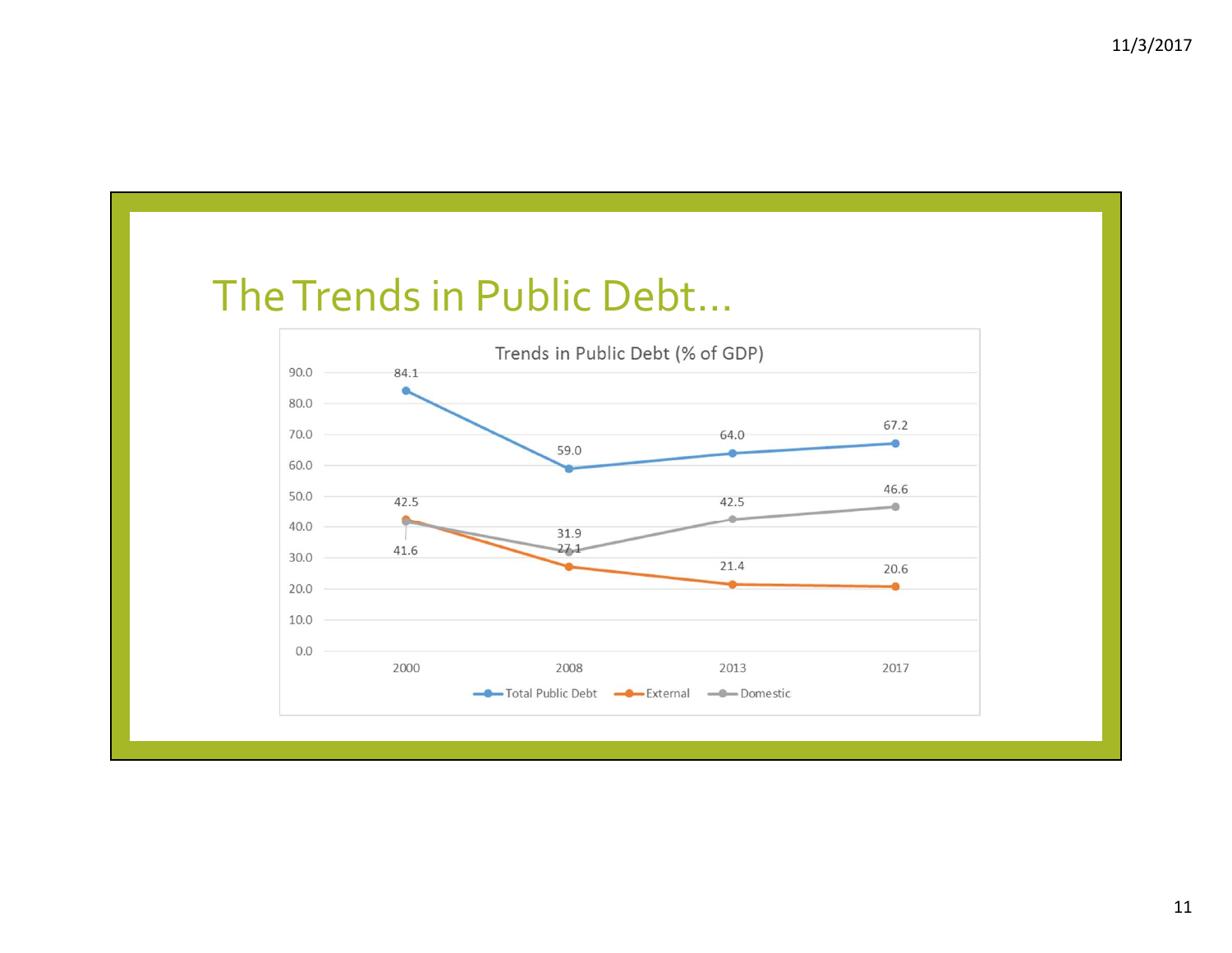# The Trends in Public Debt…

**Trends in Public Debt (% of GDP)**

| Year | Total Public Debt | External | Domestic |
|---|---|---|---|
| 2000 | 84.1 | 42.5 | 41.6 |
| 2008 | 59.0 | 27.1 | 31.9 |
| 2013 | 64.0 | 21.4 | 42.5 |
| 2017 | 67.2 | 20.6 | 46.6 |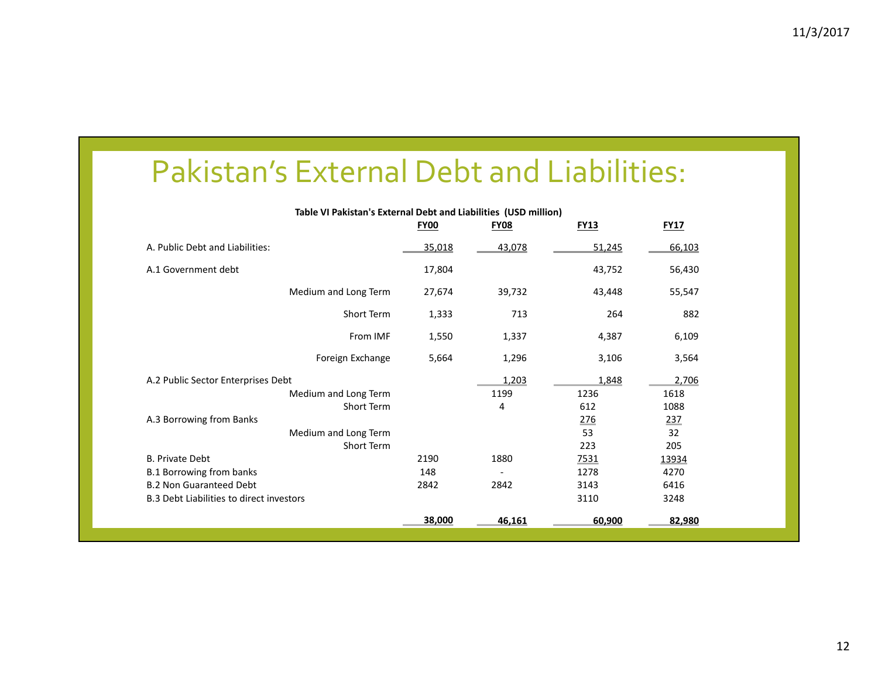# Pakistan's External Debt and Liabilities:

**Table VI Pakistan's External Debt and Liabilities (USD million)**

| | FY00 | FY08 | FY13 | FY17 |
|---|---|---|---|---|
| A. Public Debt and Liabilities: | 35,018 | 43,078 | 51,245 | 66,103 |
| A.1 Government debt | 17,804 | | 43,752 | 56,430 |
| Medium and Long Term | 27,674 | 39,732 | 43,448 | 55,547 |
| Short Term | 1,333 | 713 | 264 | 882 |
| From IMF | 1,550 | 1,337 | 4,387 | 6,109 |
| Foreign Exchange | 5,664 | 1,296 | 3,106 | 3,564 |
| A.2 Public Sector Enterprises Debt | | 1,203 | 1,848 | 2,706 |
| Medium and Long Term | | 1199 | 1236 | 1618 |
| Short Term | | 4 | 612 | 1088 |
| A.3 Borrowing from Banks | | | 276 | 237 |
| Medium and Long Term | | | 53 | 32 |
| Short Term | | | 223 | 205 |
| B. Private Debt | 2190 | 1880 | 7531 | 13934 |
| B.1 Borrowing from banks | 148 | - | 1278 | 4270 |
| B.2 Non Guaranteed Debt | 2842 | 2842 | 3143 | 6416 |
| B.3 Debt Liabilities to direct investors | | | 3110 | 3248 |
| | **38,000** | **46,161** | **60,900** | **82,980** |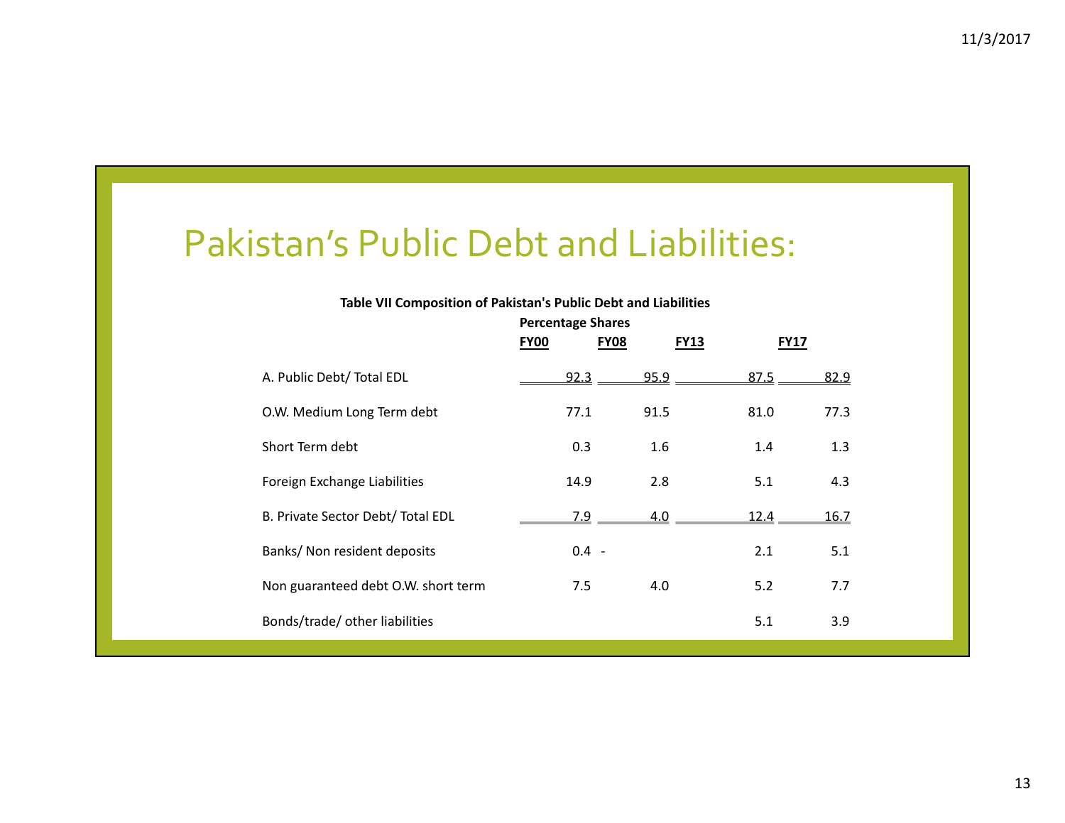# Pakistan's Public Debt and Liabilities:

**Table VII Composition of Pakistan's Public Debt and Liabilities**

| | Percentage Shares | | | |
|---|---|---|---|---|
| | **FY00** | **FY08** | **FY13** | **FY17** |
| A. Public Debt/ Total EDL | 92.3 | 95.9 | 87.5 | 82.9 |
| O.W. Medium Long Term debt | 77.1 | 91.5 | 81.0 | 77.3 |
| Short Term debt | 0.3 | 1.6 | 1.4 | 1.3 |
| Foreign Exchange Liabilities | 14.9 | 2.8 | 5.1 | 4.3 |
| B. Private Sector Debt/ Total EDL | 7.9 | 4.0 | 12.4 | 16.7 |
| Banks/ Non resident deposits | 0.4 | - | 2.1 | 5.1 |
| Non guaranteed debt O.W. short term | 7.5 | 4.0 | 5.2 | 7.7 |
| Bonds/trade/ other liabilities | | | 5.1 | 3.9 |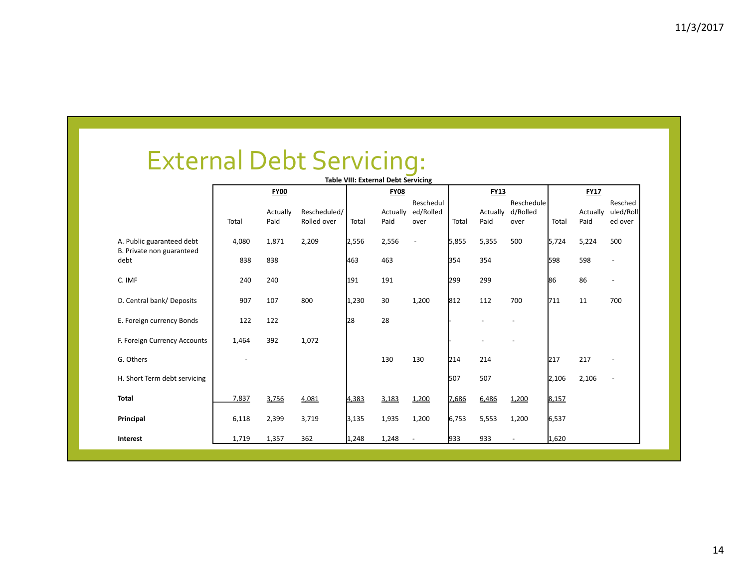# External Debt Servicing:

**Table VIII: External Debt Servicing**

| | **FY00** | | | **FY08** | | | **FY13** | | | **FY17** | | |
|---|---|---|---|---|---|---|---|---|---|---|---|---|
| | Total | Actually Paid | Rescheduled/ Rolled over | Total | Actually Paid | Rescheduled/Rolled over | Total | Actually Paid | Rescheduled/Rolled over | Total | Actually Paid | Rescheduled/Rolled over |
| A. Public guaranteed debt | 4,080 | 1,871 | 2,209 | 2,556 | 2,556 | - | 5,855 | 5,355 | 500 | 5,724 | 5,224 | 500 |
| B. Private non guaranteed debt | 838 | 838 | | 463 | 463 | | 354 | 354 | | 598 | 598 | - |
| C. IMF | 240 | 240 | | 191 | 191 | | 299 | 299 | | 86 | 86 | - |
| D. Central bank/ Deposits | 907 | 107 | 800 | 1,230 | 30 | 1,200 | 812 | 112 | 700 | 711 | 11 | 700 |
| E. Foreign currency Bonds | 122 | 122 | | 28 | 28 | | - | - | - | | | |
| F. Foreign Currency Accounts | 1,464 | 392 | 1,072 | | | | - | - | - | | | |
| G. Others | - | | | | 130 | 130 | 214 | 214 | | 217 | 217 | - |
| H. Short Term debt servicing | | | | | | | 507 | 507 | | 2,106 | 2,106 | - |
| **Total** | 7,837 | 3,756 | 4,081 | 4,383 | 3,183 | 1,200 | 7,686 | 6,486 | 1,200 | 8,157 | | |
| **Principal** | 6,118 | 2,399 | 3,719 | 3,135 | 1,935 | 1,200 | 6,753 | 5,553 | 1,200 | 6,537 | | |
| **Interest** | 1,719 | 1,357 | 362 | 1,248 | 1,248 | - | 933 | 933 | - | 1,620 | | |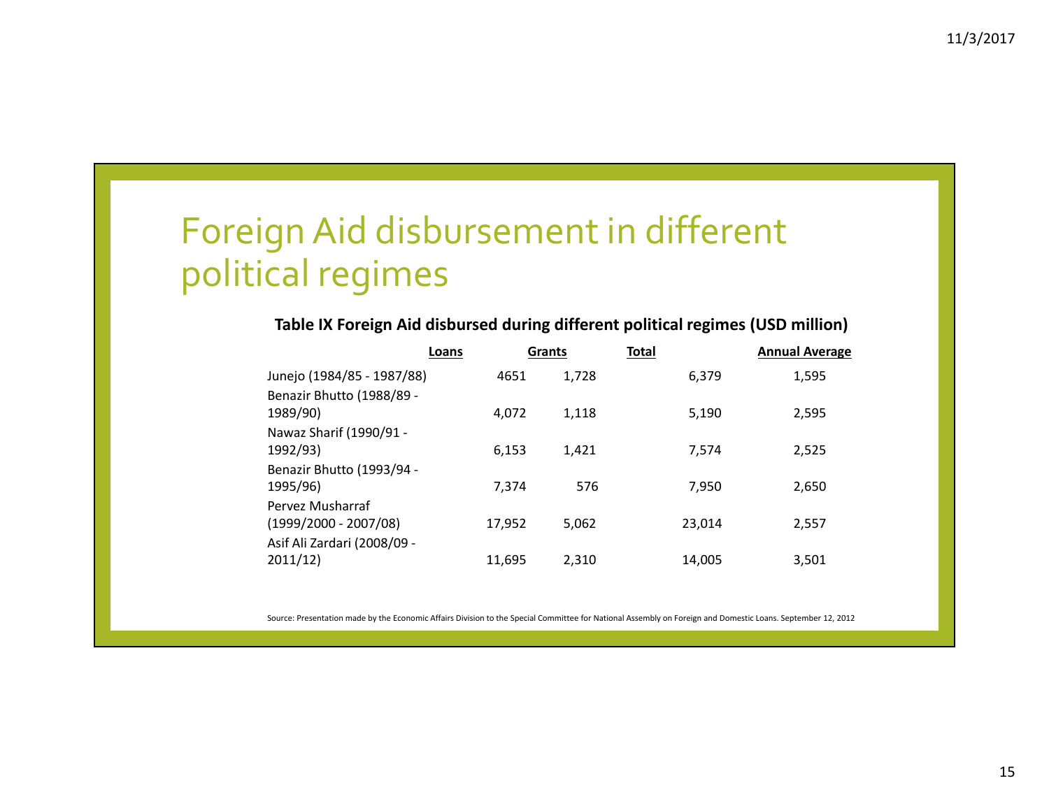# Foreign Aid disbursement in different political regimes

**Table IX Foreign Aid disbursed during different political regimes (USD million)**

| | Loans | Grants | Total | Annual Average |
|---|---|---|---|---|
| Junejo (1984/85 - 1987/88) | 4651 | 1,728 | 6,379 | 1,595 |
| Benazir Bhutto (1988/89 - 1989/90) | 4,072 | 1,118 | 5,190 | 2,595 |
| Nawaz Sharif (1990/91 - 1992/93) | 6,153 | 1,421 | 7,574 | 2,525 |
| Benazir Bhutto (1993/94 - 1995/96) | 7,374 | 576 | 7,950 | 2,650 |
| Pervez Musharraf (1999/2000 - 2007/08) | 17,952 | 5,062 | 23,014 | 2,557 |
| Asif Ali Zardari (2008/09 - 2011/12) | 11,695 | 2,310 | 14,005 | 3,501 |

Source: Presentation made by the Economic Affairs Division to the Special Committee for National Assembly on Foreign and Domestic Loans. September 12, 2012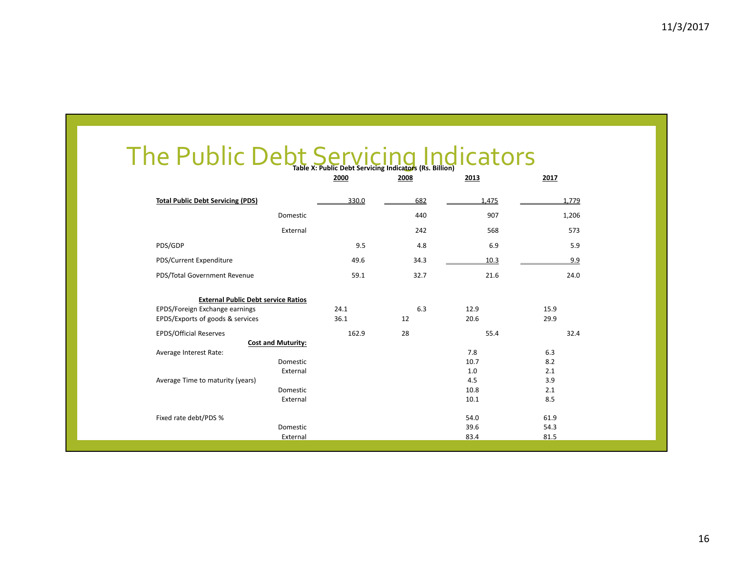# The Public Debt Servicing Indicators

**Table X: Public Debt Servicing Indicators (Rs. Billion)**

| | **2000** | **2008** | **2013** | **2017** |
|---|---|---|---|---|
| **Total Public Debt Servicing (PDS)** | 330.0 | 682 | 1,475 | 1,779 |
| Domestic | | 440 | 907 | 1,206 |
| External | | 242 | 568 | 573 |
| PDS/GDP | 9.5 | 4.8 | 6.9 | 5.9 |
| PDS/Current Expenditure | 49.6 | 34.3 | 10.3 | 9.9 |
| PDS/Total Government Revenue | 59.1 | 32.7 | 21.6 | 24.0 |
| **External Public Debt service Ratios** | | | | |
| EPDS/Foreign Exchange earnings | 24.1 | 6.3 | 12.9 | 15.9 |
| EPDS/Exports of goods & services | 36.1 | 12 | 20.6 | 29.9 |
| EPDS/Official Reserves | 162.9 | 28 | 55.4 | 32.4 |
| **Cost and Muturity:** | | | | |
| Average Interest Rate: | | | 7.8 | 6.3 |
| Domestic | | | 10.7 | 8.2 |
| External | | | 1.0 | 2.1 |
| Average Time to maturity (years) | | | 4.5 | 3.9 |
| Domestic | | | 10.8 | 2.1 |
| External | | | 10.1 | 8.5 |
| Fixed rate debt/PDS % | | | 54.0 | 61.9 |
| Domestic | | | 39.6 | 54.3 |
| External | | | 83.4 | 81.5 |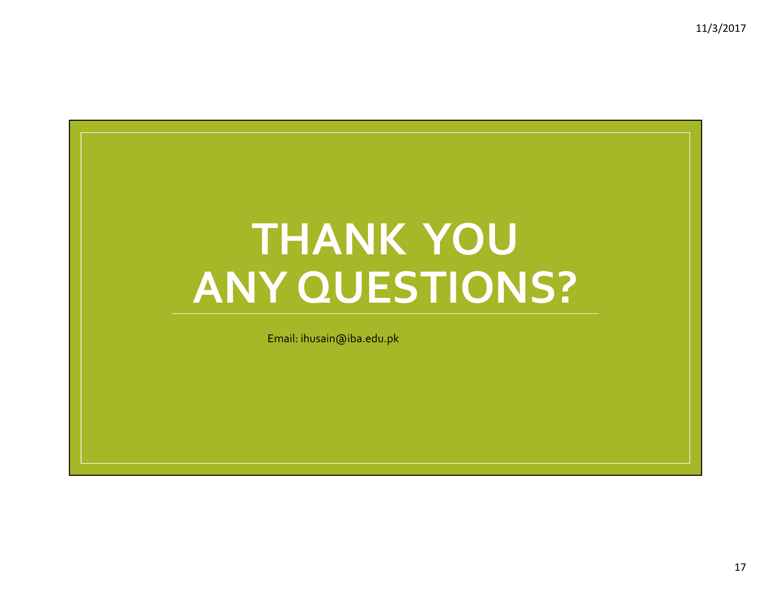# THANK YOU
# ANY QUESTIONS?

Email: ihusain@iba.edu.pk